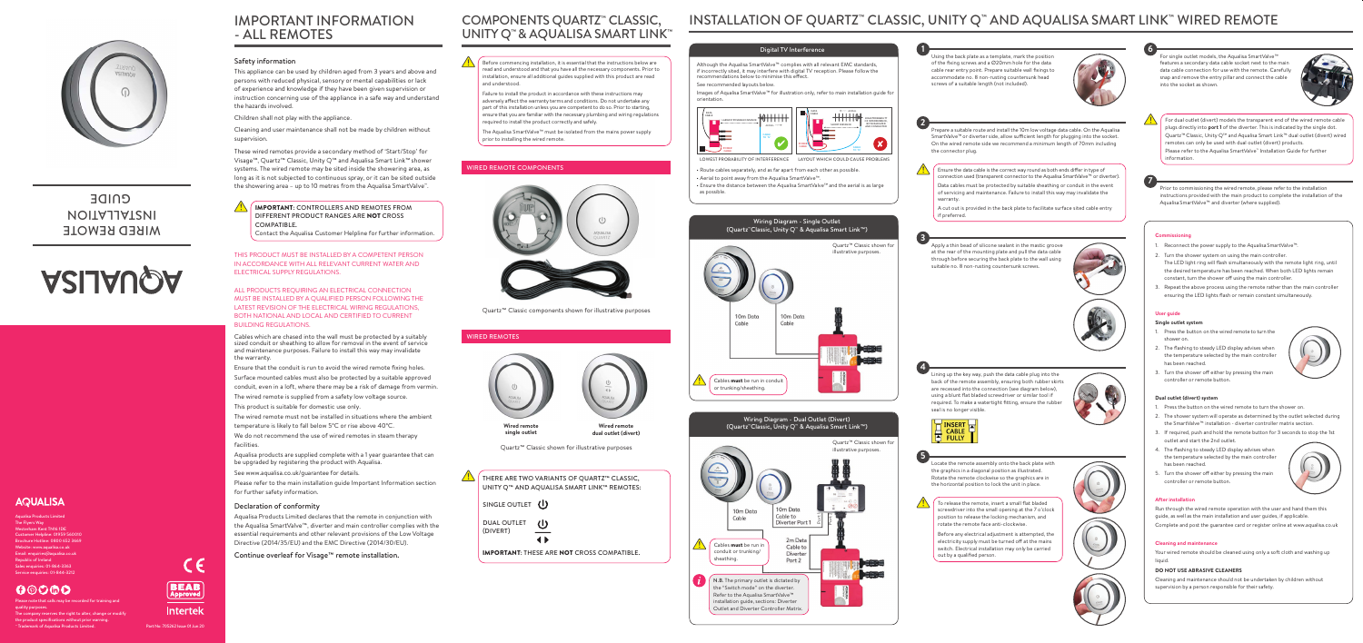# WIRED REMOTE INSTALLATION GUIDE

AQUALISA

**AQUALISA**

Aqualisa Products Limited
The Flyers Way
Westerham Kent TN16 1DE
Customer Helpline: 01959 560010
Brochure Hotline: 0800 652 3669
Website: www.aqualisa.co.uk
Email: enquiries@aqualisa.co.uk
Republic of Ireland
Sales enquiries: 01-864-3363
Service enquiries: 01-864-3212

Please note that calls may be recorded for training and quality purposes.
The company reserves the right to alter, change or modify the product specifications without prior warning.
™ Trademark of Aqualisa Products Limited.

Part No: 705262 Issue 01 Jun 20

# IMPORTANT INFORMATION - ALL REMOTES

## Safety information

This appliance can be used by children aged from 3 years and above and persons with reduced physical, sensory or mental capabilities or lack of experience and knowledge if they have been given supervision or instruction concerning use of the appliance in a safe way and understand the hazards involved.

Children shall not play with the appliance.

Cleaning and user maintenance shall not be made by children without supervision.

These wired remotes provide a secondary method of 'Start/Stop' for Visage™, Quartz™ Classic, Unity Q™ and Aqualisa Smart Link™ shower systems. The wired remote may be sited inside the showering area, as long as it is not subjected to continuous spray, or it can be sited outside the showering area – up to 10 metres from the Aqualisa SmartValve™.

**IMPORTANT: CONTROLLERS AND REMOTES FROM DIFFERENT PRODUCT RANGES ARE NOT CROSS COMPATIBLE.**
Contact the Aqualisa Customer Helpline for further information.

THIS PRODUCT MUST BE INSTALLED BY A COMPETENT PERSON IN ACCORDANCE WITH ALL RELEVANT CURRENT WATER AND ELECTRICAL SUPPLY REGULATIONS.

ALL PRODUCTS REQUIRING AN ELECTRICAL CONNECTION MUST BE INSTALLED BY A QUALIFIED PERSON FOLLOWING THE LATEST REVISION OF THE ELECTRICAL WIRING REGULATIONS, BOTH NATIONAL AND LOCAL AND CERTIFIED TO CURRENT BUILDING REGULATIONS.

Cables which are chased into the wall must be protected by a suitably sized conduit or sheathing to allow for removal in the event of service and maintenance purposes. Failure to install this way may invalidate the warranty.

Ensure that the conduit is run to avoid the wired remote fixing holes.

Surface mounted cables must also be protected by a suitable approved conduit, even in a loft, where there may be a risk of damage from vermin.

The wired remote is supplied from a safety low voltage source.

This product is suitable for domestic use only.

The wired remote must not be installed in situations where the ambient temperature is likely to fall below 5°C or rise above 40°C.

We do not recommend the use of wired remotes in steam therapy facilities.

Aqualisa products are supplied complete with a 1 year guarantee that can be upgraded by registering the product with Aqualisa.

See www.aqualisa.co.uk/guarantee for details.

Please refer to the main installation guide Important Information section for further safety information.

## Declaration of conformity

Aqualisa Products Limited declares that the remote in conjunction with the Aqualisa SmartValve™, diverter and main controller comply with the essential requirements and other relevant provisions of the Low Voltage Directive (2014/35/EU) and the EMC Directive (2014/30/EU).

**Continue overleaf for Visage™ remote installation.**

# COMPONENTS QUARTZ™ CLASSIC, UNITY Q™ & AQUALISA SMART LINK™

Before commencing installation, it is essential that the instructions below are read and understood and that you have all the necessary components. Prior to installation, ensure all additional guides supplied with this product are read and understood.

Failure to install the product in accordance with these instructions may adversely affect the warranty terms and conditions. Do not undertake any part of this installation unless you are competent to do so. Prior to starting, ensure that you are familiar with the necessary plumbing and wiring regulations required to install the product correctly and safely.

The Aqualisa SmartValve™ must be isolated from the mains power supply prior to installing the wired remote.

## WIRED REMOTE COMPONENTS

Quartz™ Classic components shown for illustrative purposes

## WIRED REMOTES

Wired remote single outlet | Wired remote dual outlet (divert)

Quartz™ Classic shown for illustrative purposes

THERE ARE TWO VARIANTS OF QUARTZ™ CLASSIC, UNITY Q™ AND AQUALISA SMART LINK™ REMOTES:

SINGLE OUTLET

DUAL OUTLET (DIVERT)

**IMPORTANT: THESE ARE NOT CROSS COMPATIBLE.**

# INSTALLATION OF QUARTZ™ CLASSIC, UNITY Q™ AND AQUALISA SMART LINK™ WIRED REMOTE

## Digital TV Interference

Although the Aqualisa SmartValve™ complies with all relevant EMC standards, if incorrectly sited, it may interfere with digital TV reception. Please follow the recommendations below to minimise this effect.

See recommended layouts below.

Images of Aqualisa SmartValve™ for illustration only, refer to main installation guide for orientation.

LOWEST PROBABILITY OF INTERFERENCE | LAYOUT WHICH COULD CAUSE PROBLEMS

- Route cables separately, and as far apart from each other as possible.
- Aerial to point away from the Aqualisa SmartValve™.
- Ensure the distance between the Aqualisa SmartValve™ and the aerial is as large as possible.

## Wiring Diagram - Single Outlet (Quartz™ Classic, Unity Q™ & Aqualisa Smart Link™)

Quartz™ Classic shown for illustrative purposes.

10m Data Cable | 10m Data Cable

Cables **must** be run in conduit or trunking/sheathing.

## Wiring Diagram - Dual Outlet (Divert) (Quartz™ Classic, Unity Q™ & Aqualisa Smart Link™)

Quartz™ Classic shown for illustrative purposes.

10m Data Cable | 10m Data Cable to Diverter Port 1 | 2m Data Cable to Diverter Port 2

Cables **must** be run in conduit or trunking/sheathing.

**N.B.** The primary outlet is dictated by the "Switch mode" on the diverter. Refer to the Aqualisa SmartValve™ installation guide, sections: Diverter Outlet and Diverter Controller Matrix.

**1** Using the back plate as a template, mark the position of the fixing screws and a Ø20mm hole for the data cable rear entry point. Prepare suitable wall fixings to accommodate no. 8 non-rusting countersunk head screws of a suitable length (not included).

**2** Prepare a suitable route and install the 10m low voltage data cable. On the Aqualisa SmartValve™ or diverter side, allow sufficient length for plugging into the socket. On the wired remote side we recommend a minimum length of 70mm including the connector plug.

Ensure the data cable is the correct way round as both ends differ in type of connection used (transparent connector to the Aqualisa SmartValve™ or diverter).

Data cables must be protected by suitable sheathing or conduit in the event of servicing and maintenance. Failure to install this way may invalidate the warranty.

A cut out is provided in the back plate to facilitate surface sited cable entry if preferred.

**3** Apply a thin bead of silicone sealant in the mastic groove at the rear of the mounting plate and pull the data cable through before securing the back plate to the wall using suitable no. 8 non-rusting countersunk screws.

**4** Lining up the key way, push the data cable plug into the back of the remote assembly, ensuring both rubber skirts are recessed into the connection (see diagram below), using a blunt flat bladed screwdriver or similar tool if required. To make a watertight fitting, ensure the rubber seal is no longer visible.

INSERT CABLE FULLY

**5** Locate the remote assembly onto the back plate with the graphics in a diagonal position as illustrated. Rotate the remote clockwise so the graphics are in the horizontal position to lock the unit in place.

To release the remote, insert a small flat bladed screwdriver into the small opening at the 7 o'clock position to release the locking mechanism, and rotate the remote face anti-clockwise.

Before any electrical adjustment is attempted, the electricity supply must be turned off at the mains switch. Electrical installation may only be carried out by a qualified person.

**6** For single outlet models, the Aqualisa SmartValve™ features a secondary data cable socket next to the main data cable connection for use with the remote. Carefully snap and remove the entry pillar and connect the cable into the socket as shown.

For dual outlet (divert) models the transparent end of the wired remote cable plugs directly into **port 1** of the diverter. This is indicated by the single dot. Quartz™ Classic, Unity Q™ and Aqualisa Smart Link™ dual outlet (divert) wired remotes can only be used with dual outlet (divert) products. Please refer to the Aqualisa SmartValve™ Installation Guide for further information.

**7** Prior to commissioning the wired remote, please refer to the installation instructions provided with the main product to complete the installation of the Aqualisa SmartValve™ and diverter (where supplied).

### Commissioning

1. Reconnect the power supply to the Aqualisa SmartValve™.
2. Turn the shower system on using the main controller. The LED light ring will flash simultaneously with the remote light ring, until the desired temperature has been reached. When both LED lights remain constant, turn the shower off using the main controller.
3. Repeat the above process using the remote rather than the main controller ensuring the LED lights flash or remain constant simultaneously.

### User guide

**Single outlet system**

1. Press the button on the wired remote to turn the shower on.
2. The flashing to steady LED display advises when the temperature selected by the main controller has been reached.
3. Turn the shower off either by pressing the main controller or remote button.

**Dual outlet (divert) system**

1. Press the button on the wired remote to turn the shower on.
2. The shower system will operate as determined by the outlet selected during the SmartValve™ installation - diverter controller matrix section.
3. If required, push and hold the remote button for 3 seconds to stop the 1st outlet and start the 2nd outlet.
4. The flashing to steady LED display advises when the temperature selected by the main controller has been reached.
5. Turn the shower off either by pressing the main controller or remote button.

### After installation

Run through the wired remote operation with the user and hand them this guide, as well as the main installation and user guides, if applicable.

Complete and post the guarantee card or register online at www.aqualisa.co.uk

### Cleaning and maintenance

Your wired remote should be cleaned using only a soft cloth and washing up liquid.

**DO NOT USE ABRASIVE CLEANERS**

Cleaning and maintenance should not be undertaken by children without supervision by a person responsible for their safety.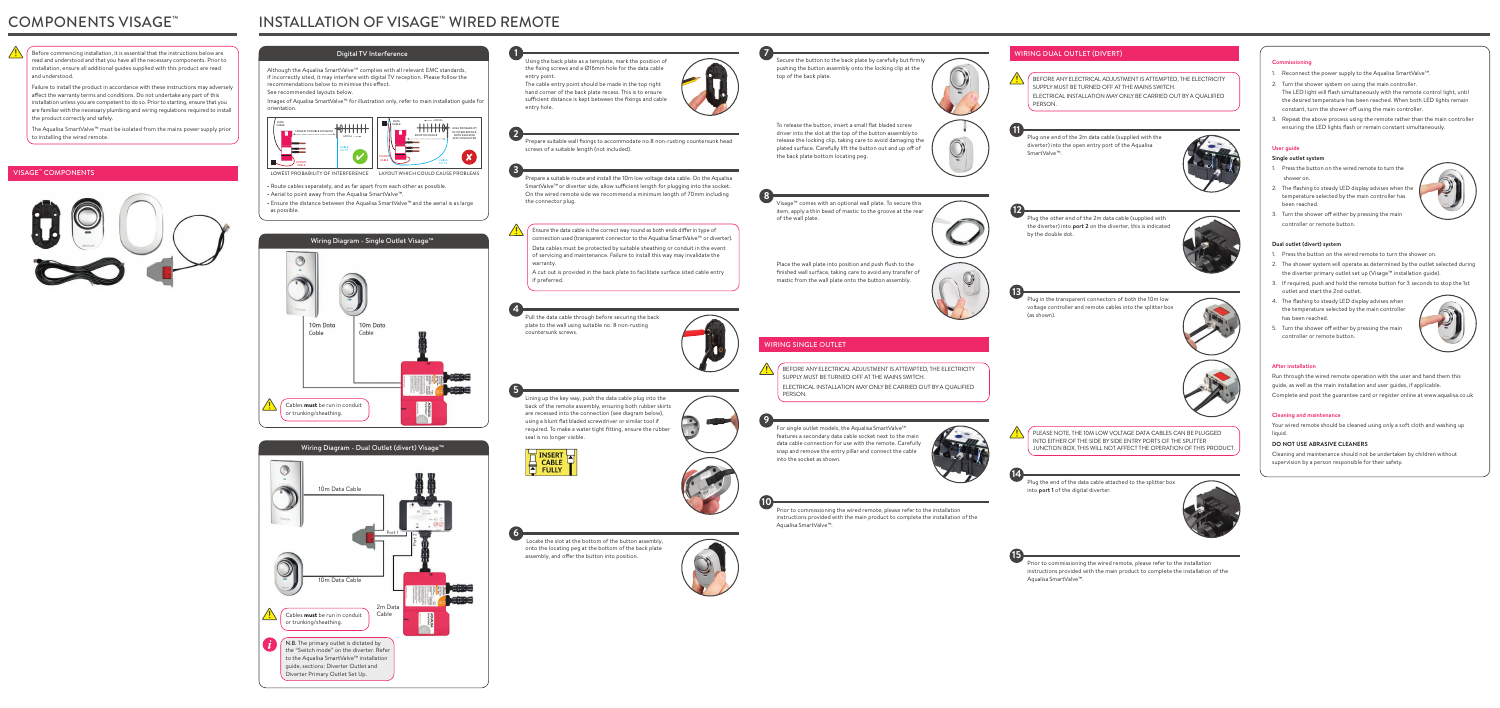# COMPONENTS VISAGE™

Before commencing installation, it is essential that the instructions below are read and understood and that you have all the necessary components. Prior to installation, ensure all additional guides supplied with this product are read and understood.

Failure to install the product in accordance with these instructions may adversely affect the warranty terms and conditions. Do not undertake any part of this installation unless you are competent to do so. Prior to starting, ensure that you are familiar with the necessary plumbing and wiring regulations required to install the product correctly and safely.

The Aqualisa SmartValve™ must be isolated from the mains power supply prior to installing the wired remote.

## VISAGE™ COMPONENTS

# INSTALLATION OF VISAGE™ WIRED REMOTE

## Digital TV Interference

Although the Aqualisa SmartValve™ complies with all relevant EMC standards, if incorrectly sited, it may interfere with digital TV reception. Please follow the recommendations below to minimise this effect.

See recommended layouts below.

Images of Aqualisa SmartValve™ for illustration only, refer to main installation guide for orientation.

LOWEST PROBABILITY OF INTERFERENCE

LAYOUT WHICH COULD CAUSE PROBLEMS

- Route cables separately, and as far apart from each other as possible.
- Aerial to point away from the Aqualisa SmartValve™.
- Ensure the distance between the Aqualisa SmartValve™ and the aerial is as large as possible.

## Wiring Diagram - Single Outlet Visage™

10m Data Cable

10m Data Cable

Cables **must** be run in conduit or trunking/sheathing.

## Wiring Diagram - Dual Outlet (divert) Visage™

10m Data Cable

Port 1

10m Data Cable

2m Data Cable

Cables **must** be run in conduit or trunking/sheathing.

**N.B.** The primary outlet is dictated by the "Switch mode" on the diverter. Refer to the Aqualisa SmartValve™ installation guide, sections: Diverter Outlet and Diverter Primary Outlet Set Up.

**1** Using the back plate as a template, mark the position of the fixing screws and a Ø16mm hole for the data cable entry point.

The cable entry point should be made in the top right hand corner of the back plate recess. This is to ensure sufficient distance is kept between the fixings and cable entry hole.

**2** Prepare suitable wall fixings to accommodate no.8 non-rusting countersunk head screws of a suitable length (not included).

**3** Prepare a suitable route and install the 10m low voltage data cable. On the Aqualisa SmartValve™ or diverter side, allow sufficient length for plugging into the socket. On the wired remote side we recommend a minimum length of 70mm including the connector plug.

Ensure the data cable is the correct way round as both ends differ in type of connection used (transparent connector to the Aqualisa SmartValve™ or diverter).

Data cables must be protected by suitable sheathing or conduit in the event of servicing and maintenance. Failure to install this way may invalidate the warranty.

A cut out is provided in the back plate to facilitate surface sited cable entry if preferred.

**4** Pull the data cable through before securing the back plate to the wall using suitable no. 8 non-rusting countersunk screws.

**5** Lining up the key way, push the data cable plug into the back of the remote assembly, ensuring both rubber skirts are recessed into the connection (see diagram below), using a blunt flat bladed screwdriver or similar tool if required. To make a water tight fitting, ensure the rubber seal is no longer visible.

INSERT CABLE FULLY

**6** Locate the slot at the bottom of the button assembly, onto the locating peg at the bottom of the back plate assembly, and offer the button into position.

**7** Secure the button to the back plate by carefully but firmly pushing the button assembly onto the locking clip at the top of the back plate.

To release the button, insert a small flat bladed screw driver into the slot at the top of the button assembly to release the locking clip, taking care to avoid damaging the plated surface. Carefully lift the button out and up off of the back plate bottom locating peg.

**8** Visage™ comes with an optional wall plate. To secure this item, apply a thin bead of mastic to the groove at the rear of the wall plate.

Place the wall plate into position and push flush to the finished wall surface, taking care to avoid any transfer of mastic from the wall plate onto the button assembly.

## WIRING SINGLE OUTLET

BEFORE ANY ELECTRICAL ADJUSTMENT IS ATTEMPTED, THE ELECTRICITY SUPPLY MUST BE TURNED OFF AT THE MAINS SWITCH.

ELECTRICAL INSTALLATION MAY ONLY BE CARRIED OUT BY A QUALIFIED PERSON.

**9** For single outlet models, the Aqualisa SmartValve™ features a secondary data cable socket next to the main data cable connection for use with the remote. Carefully snap and remove the entry pillar and connect the cable into the socket as shown.

**10** Prior to commissioning the wired remote, please refer to the installation instructions provided with the main product to complete the installation of the Aqualisa SmartValve™.

## WIRING DUAL OUTLET (DIVERT)

BEFORE ANY ELECTRICAL ADJUSTMENT IS ATTEMPTED, THE ELECTRICITY SUPPLY MUST BE TURNED OFF AT THE MAINS SWITCH.

ELECTRICAL INSTALLATION MAY ONLY BE CARRIED OUT BY A QUALIFIED PERSON.

**11** Plug one end of the 2m data cable (supplied with the diverter) into the open entry port of the Aqualisa SmartValve™.

**12** Plug the other end of the 2m data cable (supplied with the diverter) into **port 2** on the diverter, this is indicated by the double dot.

**13** Plug in the transparent connectors of both the 10m low voltage controller and remote cables into the splitter box (as shown).

PLEASE NOTE, THE 10M LOW VOLTAGE DATA CABLES CAN BE PLUGGED INTO EITHER OF THE SIDE BY SIDE ENTRY PORTS OF THE SPLITTER JUNCTION BOX, THIS WILL NOT AFFECT THE OPERATION OF THIS PRODUCT.

**14** Plug the end of the data cable attached to the splitter box into **port 1** of the digital diverter.

**15** Prior to commissioning the wired remote, please refer to the installation instructions provided with the main product to complete the installation of the Aqualisa SmartValve™.

### Commissioning

1. Reconnect the power supply to the Aqualisa SmartValve™.
2. Turn the shower system on using the main controller. The LED light will flash simultaneously with the remote control light, until the desired temperature has been reached. When both LED lights remain constant, turn the shower off using the main controller.
3. Repeat the above process using the remote rather than the main controller ensuring the LED lights flash or remain constant simultaneously.

### User guide

**Single outlet system**

1. Press the button on the wired remote to turn the shower on.
2. The flashing to steady LED display advises when the temperature selected by the main controller has been reached.
3. Turn the shower off either by pressing the main controller or remote button.

**Dual outlet (divert) system**

1. Press the button on the wired remote to turn the shower on.
2. The shower system will operate as determined by the outlet selected during the diverter primary outlet set up (Visage™ installation guide).
3. If required, push and hold the remote button for 3 seconds to stop the 1st outlet and start the 2nd outlet.
4. The flashing to steady LED display advises when the temperature selected by the main controller has been reached.
5. Turn the shower off either by pressing the main controller or remote button.

### After installation

Run through the wired remote operation with the user and hand them this guide, as well as the main installation and user guides, if applicable.

Complete and post the guarantee card or register online at www.aqualisa.co.uk

### Cleaning and maintenance

Your wired remote should be cleaned using only a soft cloth and washing up liquid.

**DO NOT USE ABRASIVE CLEANERS**

Cleaning and maintenance should not be undertaken by children without supervision by a person responsible for their safety.